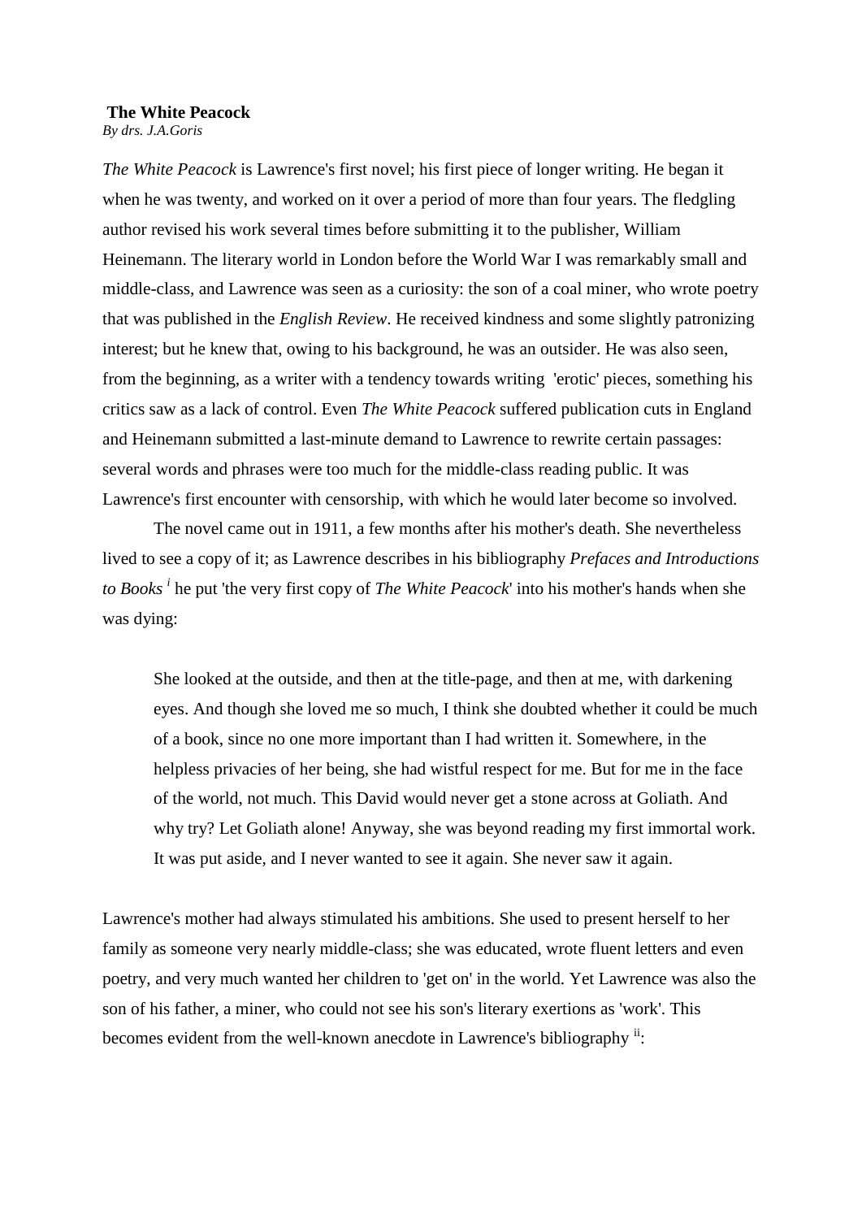# The White Peacock

*By drs. J.A.Goris*

*The White Peacock* is Lawrence's first novel; his first piece of longer writing. He began it when he was twenty, and worked on it over a period of more than four years. The fledgling author revised his work several times before submitting it to the publisher, William Heinemann. The literary world in London before the World War I was remarkably small and middle-class, and Lawrence was seen as a curiosity: the son of a coal miner, who wrote poetry that was published in the *English Review*. He received kindness and some slightly patronizing interest; but he knew that, owing to his background, he was an outsider. He was also seen, from the beginning, as a writer with a tendency towards writing 'erotic' pieces, something his critics saw as a lack of control. Even *The White Peacock* suffered publication cuts in England and Heinemann submitted a last-minute demand to Lawrence to rewrite certain passages: several words and phrases were too much for the middle-class reading public. It was Lawrence's first encounter with censorship, with which he would later become so involved.

The novel came out in 1911, a few months after his mother's death. She nevertheless lived to see a copy of it; as Lawrence describes in his bibliography *Prefaces and Introductions to Books* [i] he put 'the very first copy of *The White Peacock*' into his mother's hands when she was dying:

> She looked at the outside, and then at the title-page, and then at me, with darkening eyes. And though she loved me so much, I think she doubted whether it could be much of a book, since no one more important than I had written it. Somewhere, in the helpless privacies of her being, she had wistful respect for me. But for me in the face of the world, not much. This David would never get a stone across at Goliath. And why try? Let Goliath alone! Anyway, she was beyond reading my first immortal work. It was put aside, and I never wanted to see it again. She never saw it again.

Lawrence's mother had always stimulated his ambitions. She used to present herself to her family as someone very nearly middle-class; she was educated, wrote fluent letters and even poetry, and very much wanted her children to 'get on' in the world. Yet Lawrence was also the son of his father, a miner, who could not see his son's literary exertions as 'work'. This becomes evident from the well-known anecdote in Lawrence's bibliography [ii]: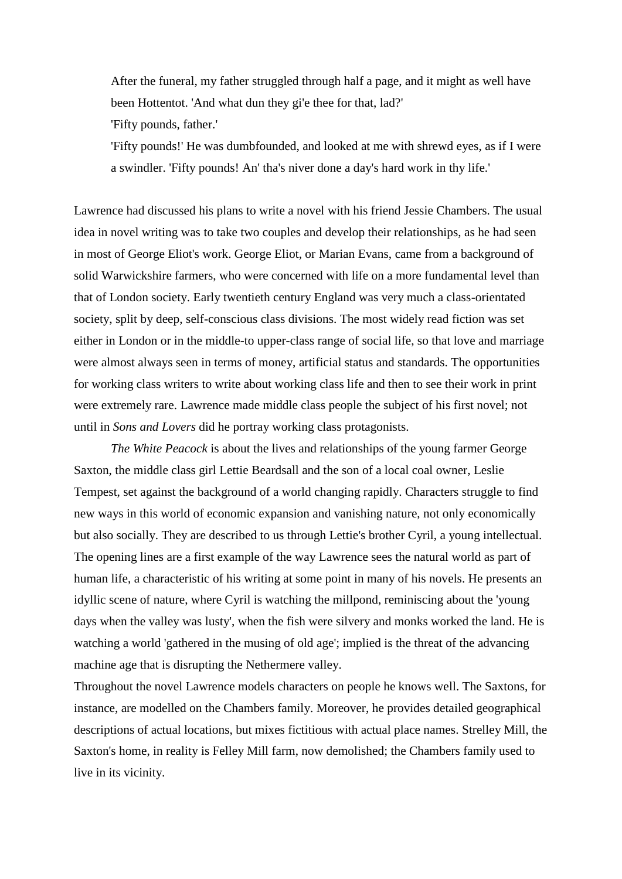> After the funeral, my father struggled through half a page, and it might as well have been Hottentot. 'And what dun they gi'e thee for that, lad?'
> 'Fifty pounds, father.'
> 'Fifty pounds!' He was dumbfounded, and looked at me with shrewd eyes, as if I were a swindler. 'Fifty pounds! An' tha's niver done a day's hard work in thy life.'

Lawrence had discussed his plans to write a novel with his friend Jessie Chambers. The usual idea in novel writing was to take two couples and develop their relationships, as he had seen in most of George Eliot's work. George Eliot, or Marian Evans, came from a background of solid Warwickshire farmers, who were concerned with life on a more fundamental level than that of London society. Early twentieth century England was very much a class-orientated society, split by deep, self-conscious class divisions. The most widely read fiction was set either in London or in the middle-to upper-class range of social life, so that love and marriage were almost always seen in terms of money, artificial status and standards. The opportunities for working class writers to write about working class life and then to see their work in print were extremely rare. Lawrence made middle class people the subject of his first novel; not until in *Sons and Lovers* did he portray working class protagonists.

*The White Peacock* is about the lives and relationships of the young farmer George Saxton, the middle class girl Lettie Beardsall and the son of a local coal owner, Leslie Tempest, set against the background of a world changing rapidly. Characters struggle to find new ways in this world of economic expansion and vanishing nature, not only economically but also socially. They are described to us through Lettie's brother Cyril, a young intellectual. The opening lines are a first example of the way Lawrence sees the natural world as part of human life, a characteristic of his writing at some point in many of his novels. He presents an idyllic scene of nature, where Cyril is watching the millpond, reminiscing about the 'young days when the valley was lusty', when the fish were silvery and monks worked the land. He is watching a world 'gathered in the musing of old age'; implied is the threat of the advancing machine age that is disrupting the Nethermere valley.

Throughout the novel Lawrence models characters on people he knows well. The Saxtons, for instance, are modelled on the Chambers family. Moreover, he provides detailed geographical descriptions of actual locations, but mixes fictitious with actual place names. Strelley Mill, the Saxton's home, in reality is Felley Mill farm, now demolished; the Chambers family used to live in its vicinity.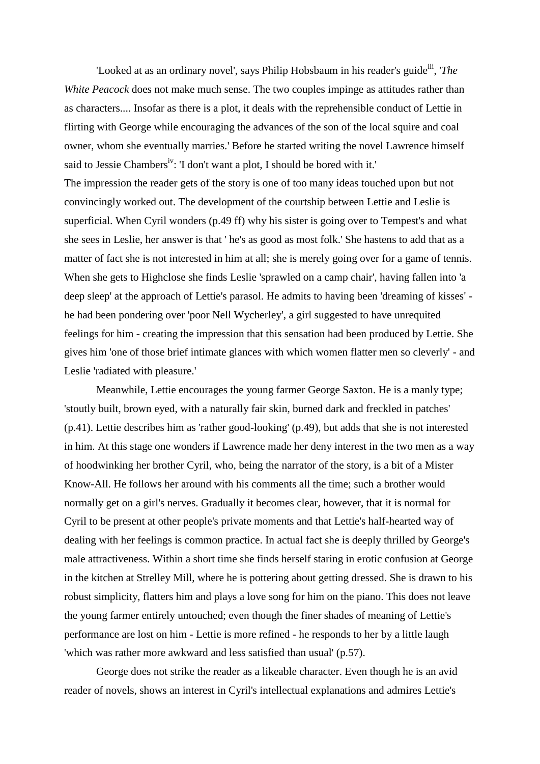'Looked at as an ordinary novel', says Philip Hobsbaum in his reader's guide[iii], '*The White Peacock* does not make much sense. The two couples impinge as attitudes rather than as characters.... Insofar as there is a plot, it deals with the reprehensible conduct of Lettie in flirting with George while encouraging the advances of the son of the local squire and coal owner, whom she eventually marries.' Before he started writing the novel Lawrence himself said to Jessie Chambers[iv]: 'I don't want a plot, I should be bored with it.'

The impression the reader gets of the story is one of too many ideas touched upon but not convincingly worked out. The development of the courtship between Lettie and Leslie is superficial. When Cyril wonders (p.49 ff) why his sister is going over to Tempest's and what she sees in Leslie, her answer is that ' he's as good as most folk.' She hastens to add that as a matter of fact she is not interested in him at all; she is merely going over for a game of tennis. When she gets to Highclose she finds Leslie 'sprawled on a camp chair', having fallen into 'a deep sleep' at the approach of Lettie's parasol. He admits to having been 'dreaming of kisses' - he had been pondering over 'poor Nell Wycherley', a girl suggested to have unrequited feelings for him - creating the impression that this sensation had been produced by Lettie. She gives him 'one of those brief intimate glances with which women flatter men so cleverly' - and Leslie 'radiated with pleasure.'

Meanwhile, Lettie encourages the young farmer George Saxton. He is a manly type; 'stoutly built, brown eyed, with a naturally fair skin, burned dark and freckled in patches' (p.41). Lettie describes him as 'rather good-looking' (p.49), but adds that she is not interested in him. At this stage one wonders if Lawrence made her deny interest in the two men as a way of hoodwinking her brother Cyril, who, being the narrator of the story, is a bit of a Mister Know-All. He follows her around with his comments all the time; such a brother would normally get on a girl's nerves. Gradually it becomes clear, however, that it is normal for Cyril to be present at other people's private moments and that Lettie's half-hearted way of dealing with her feelings is common practice. In actual fact she is deeply thrilled by George's male attractiveness. Within a short time she finds herself staring in erotic confusion at George in the kitchen at Strelley Mill, where he is pottering about getting dressed. She is drawn to his robust simplicity, flatters him and plays a love song for him on the piano. This does not leave the young farmer entirely untouched; even though the finer shades of meaning of Lettie's performance are lost on him - Lettie is more refined - he responds to her by a little laugh 'which was rather more awkward and less satisfied than usual' (p.57).

George does not strike the reader as a likeable character. Even though he is an avid reader of novels, shows an interest in Cyril's intellectual explanations and admires Lettie's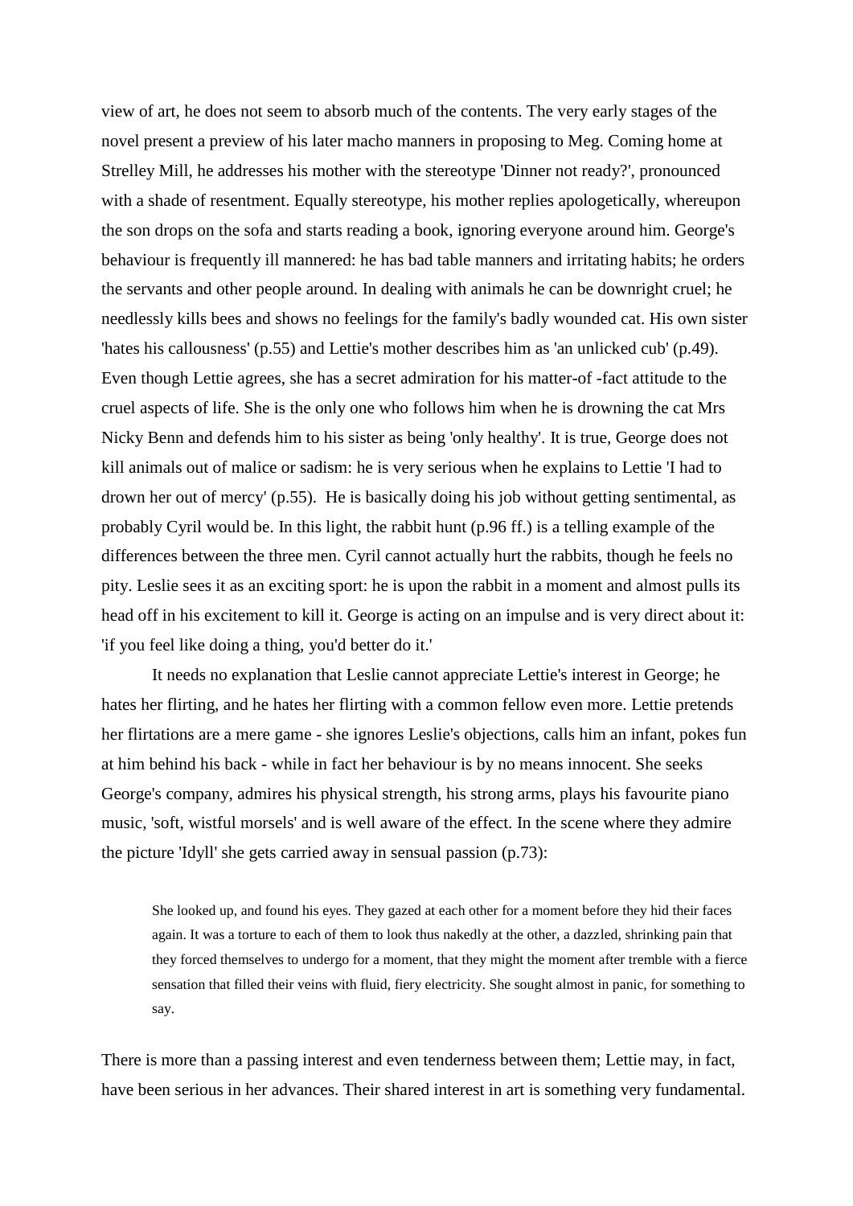view of art, he does not seem to absorb much of the contents. The very early stages of the novel present a preview of his later macho manners in proposing to Meg. Coming home at Strelley Mill, he addresses his mother with the stereotype 'Dinner not ready?', pronounced with a shade of resentment. Equally stereotype, his mother replies apologetically, whereupon the son drops on the sofa and starts reading a book, ignoring everyone around him. George's behaviour is frequently ill mannered: he has bad table manners and irritating habits; he orders the servants and other people around. In dealing with animals he can be downright cruel; he needlessly kills bees and shows no feelings for the family's badly wounded cat. His own sister 'hates his callousness' (p.55) and Lettie's mother describes him as 'an unlicked cub' (p.49). Even though Lettie agrees, she has a secret admiration for his matter-of -fact attitude to the cruel aspects of life. She is the only one who follows him when he is drowning the cat Mrs Nicky Benn and defends him to his sister as being 'only healthy'. It is true, George does not kill animals out of malice or sadism: he is very serious when he explains to Lettie 'I had to drown her out of mercy' (p.55). He is basically doing his job without getting sentimental, as probably Cyril would be. In this light, the rabbit hunt (p.96 ff.) is a telling example of the differences between the three men. Cyril cannot actually hurt the rabbits, though he feels no pity. Leslie sees it as an exciting sport: he is upon the rabbit in a moment and almost pulls its head off in his excitement to kill it. George is acting on an impulse and is very direct about it: 'if you feel like doing a thing, you'd better do it.'

It needs no explanation that Leslie cannot appreciate Lettie's interest in George; he hates her flirting, and he hates her flirting with a common fellow even more. Lettie pretends her flirtations are a mere game - she ignores Leslie's objections, calls him an infant, pokes fun at him behind his back - while in fact her behaviour is by no means innocent. She seeks George's company, admires his physical strength, his strong arms, plays his favourite piano music, 'soft, wistful morsels' and is well aware of the effect. In the scene where they admire the picture 'Idyll' she gets carried away in sensual passion (p.73):

> She looked up, and found his eyes. They gazed at each other for a moment before they hid their faces again. It was a torture to each of them to look thus nakedly at the other, a dazzled, shrinking pain that they forced themselves to undergo for a moment, that they might the moment after tremble with a fierce sensation that filled their veins with fluid, fiery electricity. She sought almost in panic, for something to say.

There is more than a passing interest and even tenderness between them; Lettie may, in fact, have been serious in her advances. Their shared interest in art is something very fundamental.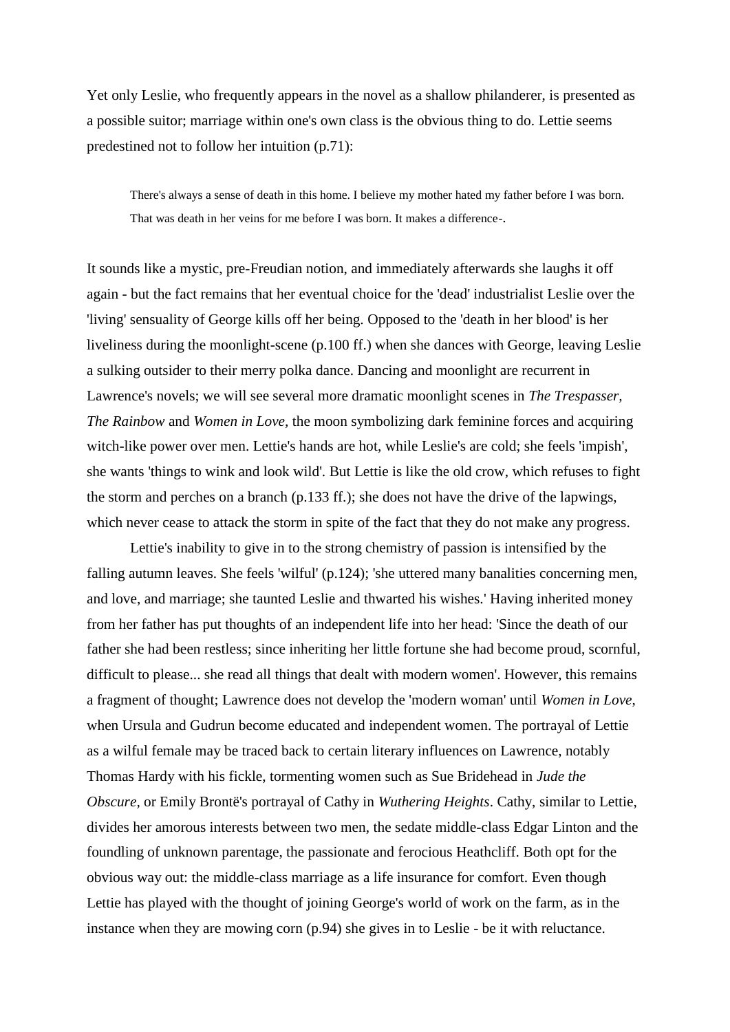Yet only Leslie, who frequently appears in the novel as a shallow philanderer, is presented as a possible suitor; marriage within one's own class is the obvious thing to do. Lettie seems predestined not to follow her intuition (p.71):

> There's always a sense of death in this home. I believe my mother hated my father before I was born. That was death in her veins for me before I was born. It makes a difference-.

It sounds like a mystic, pre-Freudian notion, and immediately afterwards she laughs it off again - but the fact remains that her eventual choice for the 'dead' industrialist Leslie over the 'living' sensuality of George kills off her being. Opposed to the 'death in her blood' is her liveliness during the moonlight-scene (p.100 ff.) when she dances with George, leaving Leslie a sulking outsider to their merry polka dance. Dancing and moonlight are recurrent in Lawrence's novels; we will see several more dramatic moonlight scenes in *The Trespasser, The Rainbow* and *Women in Love,* the moon symbolizing dark feminine forces and acquiring witch-like power over men. Lettie's hands are hot, while Leslie's are cold; she feels 'impish', she wants 'things to wink and look wild'. But Lettie is like the old crow, which refuses to fight the storm and perches on a branch (p.133 ff.); she does not have the drive of the lapwings, which never cease to attack the storm in spite of the fact that they do not make any progress.

Lettie's inability to give in to the strong chemistry of passion is intensified by the falling autumn leaves. She feels 'wilful' (p.124); 'she uttered many banalities concerning men, and love, and marriage; she taunted Leslie and thwarted his wishes.' Having inherited money from her father has put thoughts of an independent life into her head: 'Since the death of our father she had been restless; since inheriting her little fortune she had become proud, scornful, difficult to please... she read all things that dealt with modern women'. However, this remains a fragment of thought; Lawrence does not develop the 'modern woman' until *Women in Love*, when Ursula and Gudrun become educated and independent women. The portrayal of Lettie as a wilful female may be traced back to certain literary influences on Lawrence, notably Thomas Hardy with his fickle, tormenting women such as Sue Bridehead in *Jude the Obscure,* or Emily Brontë's portrayal of Cathy in *Wuthering Heights*. Cathy, similar to Lettie, divides her amorous interests between two men, the sedate middle-class Edgar Linton and the foundling of unknown parentage, the passionate and ferocious Heathcliff. Both opt for the obvious way out: the middle-class marriage as a life insurance for comfort. Even though Lettie has played with the thought of joining George's world of work on the farm, as in the instance when they are mowing corn (p.94) she gives in to Leslie - be it with reluctance.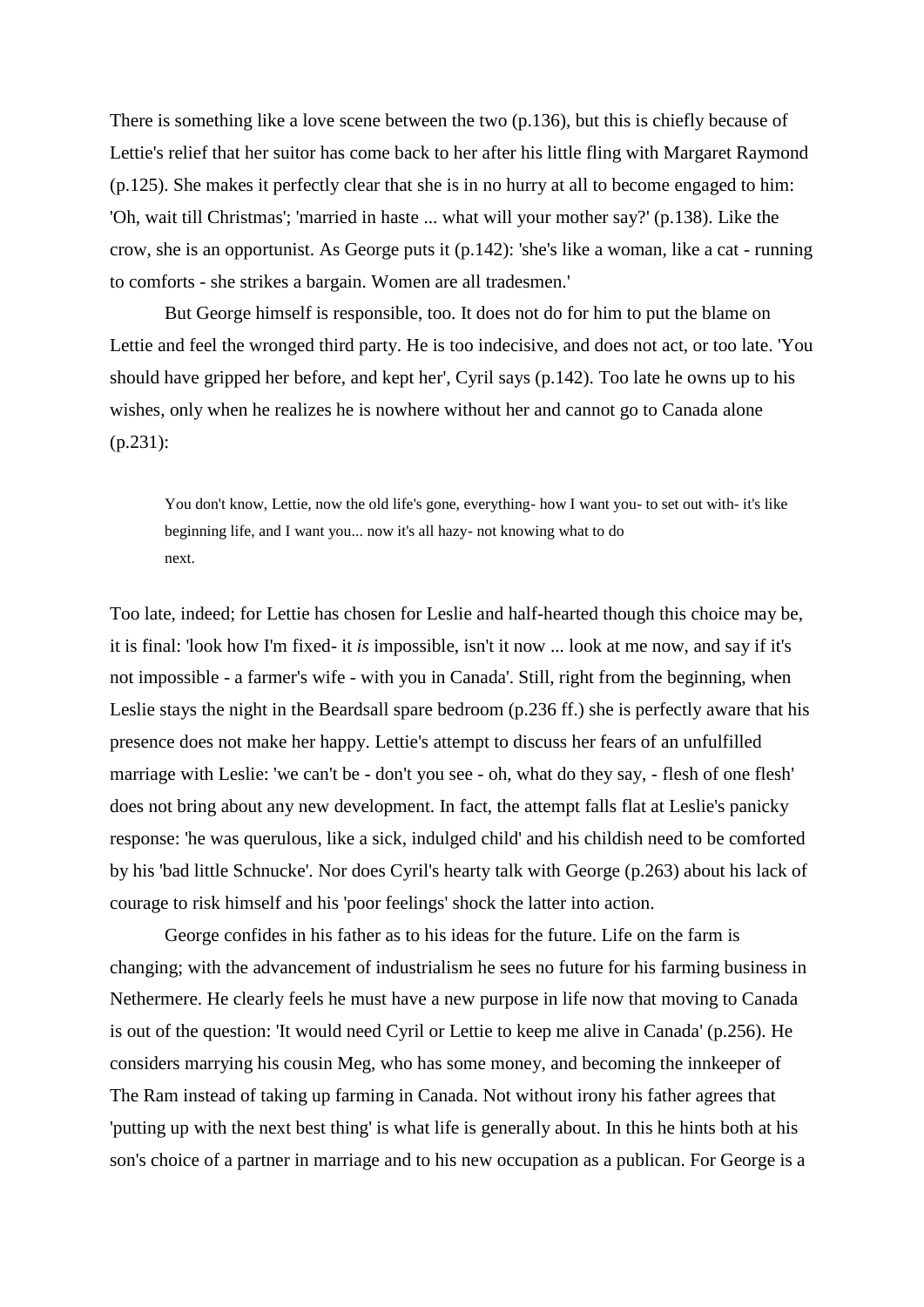There is something like a love scene between the two (p.136), but this is chiefly because of Lettie's relief that her suitor has come back to her after his little fling with Margaret Raymond (p.125). She makes it perfectly clear that she is in no hurry at all to become engaged to him: 'Oh, wait till Christmas'; 'married in haste ... what will your mother say?' (p.138). Like the crow, she is an opportunist. As George puts it (p.142): 'she's like a woman, like a cat - running to comforts - she strikes a bargain. Women are all tradesmen.'

But George himself is responsible, too. It does not do for him to put the blame on Lettie and feel the wronged third party. He is too indecisive, and does not act, or too late. 'You should have gripped her before, and kept her', Cyril says (p.142). Too late he owns up to his wishes, only when he realizes he is nowhere without her and cannot go to Canada alone (p.231):

> You don't know, Lettie, now the old life's gone, everything- how I want you- to set out with- it's like beginning life, and I want you... now it's all hazy- not knowing what to do next.

Too late, indeed; for Lettie has chosen for Leslie and half-hearted though this choice may be, it is final: 'look how I'm fixed- it *is* impossible, isn't it now ... look at me now, and say if it's not impossible - a farmer's wife - with you in Canada'. Still, right from the beginning, when Leslie stays the night in the Beardsall spare bedroom (p.236 ff.) she is perfectly aware that his presence does not make her happy. Lettie's attempt to discuss her fears of an unfulfilled marriage with Leslie: 'we can't be - don't you see - oh, what do they say, - flesh of one flesh' does not bring about any new development. In fact, the attempt falls flat at Leslie's panicky response: 'he was querulous, like a sick, indulged child' and his childish need to be comforted by his 'bad little Schnucke'. Nor does Cyril's hearty talk with George (p.263) about his lack of courage to risk himself and his 'poor feelings' shock the latter into action.

George confides in his father as to his ideas for the future. Life on the farm is changing; with the advancement of industrialism he sees no future for his farming business in Nethermere. He clearly feels he must have a new purpose in life now that moving to Canada is out of the question: 'It would need Cyril or Lettie to keep me alive in Canada' (p.256). He considers marrying his cousin Meg, who has some money, and becoming the innkeeper of The Ram instead of taking up farming in Canada. Not without irony his father agrees that 'putting up with the next best thing' is what life is generally about. In this he hints both at his son's choice of a partner in marriage and to his new occupation as a publican. For George is a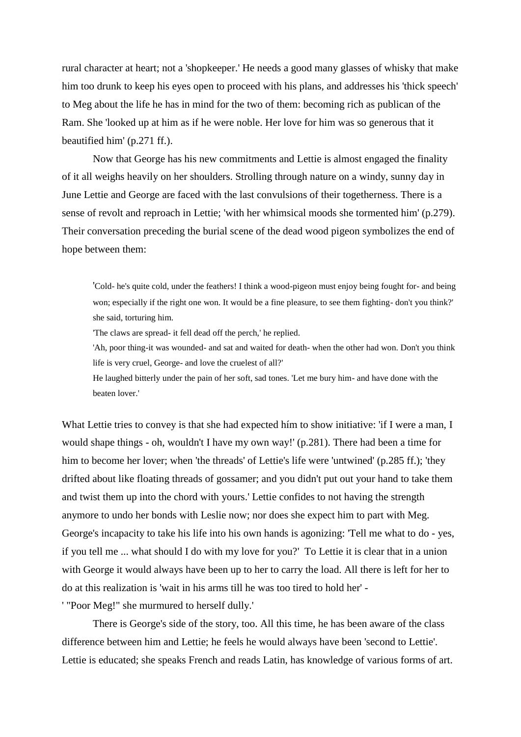rural character at heart; not a 'shopkeeper.' He needs a good many glasses of whisky that make him too drunk to keep his eyes open to proceed with his plans, and addresses his 'thick speech' to Meg about the life he has in mind for the two of them: becoming rich as publican of the Ram. She 'looked up at him as if he were noble. Her love for him was so generous that it beautified him' (p.271 ff.).

Now that George has his new commitments and Lettie is almost engaged the finality of it all weighs heavily on her shoulders. Strolling through nature on a windy, sunny day in June Lettie and George are faced with the last convulsions of their togetherness. There is a sense of revolt and reproach in Lettie; 'with her whimsical moods she tormented him' (p.279). Their conversation preceding the burial scene of the dead wood pigeon symbolizes the end of hope between them:

> 'Cold- he's quite cold, under the feathers! I think a wood-pigeon must enjoy being fought for- and being won; especially if the right one won. It would be a fine pleasure, to see them fighting- don't you think?' she said, torturing him.
> 'The claws are spread- it fell dead off the perch,' he replied.
> 'Ah, poor thing-it was wounded- and sat and waited for death- when the other had won. Don't you think life is very cruel, George- and love the cruelest of all?'
> He laughed bitterly under the pain of her soft, sad tones. 'Let me bury him- and have done with the beaten lover.'

What Lettie tries to convey is that she had expected hím to show initiative: 'if I were a man, I would shape things - oh, wouldn't I have my own way!' (p.281). There had been a time for him to become her lover; when 'the threads' of Lettie's life were 'untwined' (p.285 ff.); 'they drifted about like floating threads of gossamer; and you didn't put out your hand to take them and twist them up into the chord with yours.' Lettie confides to not having the strength anymore to undo her bonds with Leslie now; nor does she expect him to part with Meg. George's incapacity to take his life into his own hands is agonizing: 'Tell me what to do - yes, if you tell me ... what should I do with my love for you?' To Lettie it is clear that in a union with George it would always have been up to her to carry the load. All there is left for her to do at this realization is 'wait in his arms till he was too tired to hold her' -
' "Poor Meg!" she murmured to herself dully.'

There is George's side of the story, too. All this time, he has been aware of the class difference between him and Lettie; he feels he would always have been 'second to Lettie'. Lettie is educated; she speaks French and reads Latin, has knowledge of various forms of art.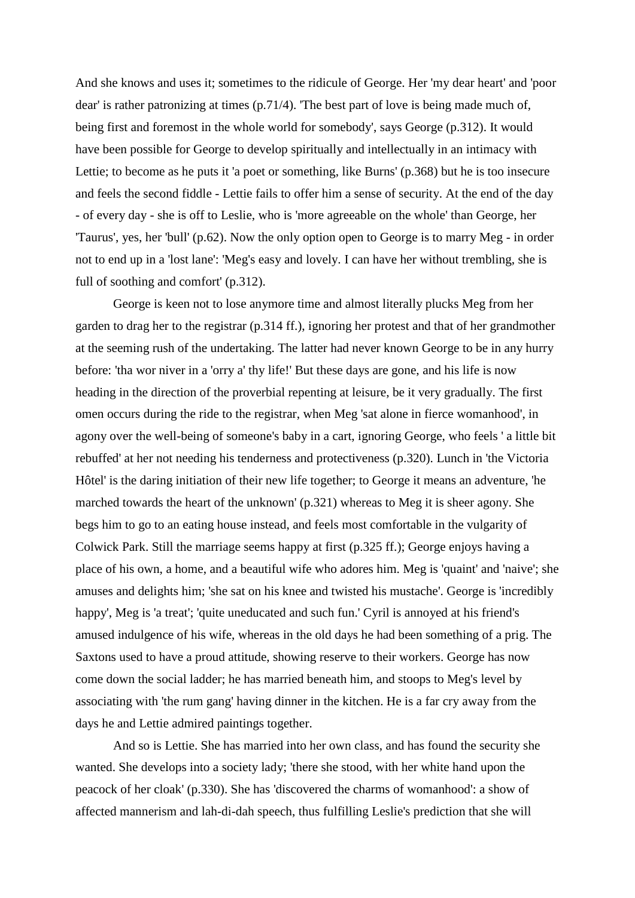And she knows and uses it; sometimes to the ridicule of George. Her 'my dear heart' and 'poor dear' is rather patronizing at times (p.71/4). 'The best part of love is being made much of, being first and foremost in the whole world for somebody', says George (p.312). It would have been possible for George to develop spiritually and intellectually in an intimacy with Lettie; to become as he puts it 'a poet or something, like Burns' (p.368) but he is too insecure and feels the second fiddle - Lettie fails to offer him a sense of security. At the end of the day - of every day - she is off to Leslie, who is 'more agreeable on the whole' than George, her 'Taurus', yes, her 'bull' (p.62). Now the only option open to George is to marry Meg - in order not to end up in a 'lost lane': 'Meg's easy and lovely. I can have her without trembling, she is full of soothing and comfort' (p.312).

George is keen not to lose anymore time and almost literally plucks Meg from her garden to drag her to the registrar (p.314 ff.), ignoring her protest and that of her grandmother at the seeming rush of the undertaking. The latter had never known George to be in any hurry before: 'tha wor niver in a 'orry a' thy life!' But these days are gone, and his life is now heading in the direction of the proverbial repenting at leisure, be it very gradually. The first omen occurs during the ride to the registrar, when Meg 'sat alone in fierce womanhood', in agony over the well-being of someone's baby in a cart, ignoring George, who feels ' a little bit rebuffed' at her not needing his tenderness and protectiveness (p.320). Lunch in 'the Victoria Hôtel' is the daring initiation of their new life together; to George it means an adventure, 'he marched towards the heart of the unknown' (p.321) whereas to Meg it is sheer agony. She begs him to go to an eating house instead, and feels most comfortable in the vulgarity of Colwick Park. Still the marriage seems happy at first (p.325 ff.); George enjoys having a place of his own, a home, and a beautiful wife who adores him. Meg is 'quaint' and 'naive'; she amuses and delights him; 'she sat on his knee and twisted his mustache'. George is 'incredibly happy', Meg is 'a treat'; 'quite uneducated and such fun.' Cyril is annoyed at his friend's amused indulgence of his wife, whereas in the old days he had been something of a prig. The Saxtons used to have a proud attitude, showing reserve to their workers. George has now come down the social ladder; he has married beneath him, and stoops to Meg's level by associating with 'the rum gang' having dinner in the kitchen. He is a far cry away from the days he and Lettie admired paintings together.

And so is Lettie. She has married into her own class, and has found the security she wanted. She develops into a society lady; 'there she stood, with her white hand upon the peacock of her cloak' (p.330). She has 'discovered the charms of womanhood': a show of affected mannerism and lah-di-dah speech, thus fulfilling Leslie's prediction that she will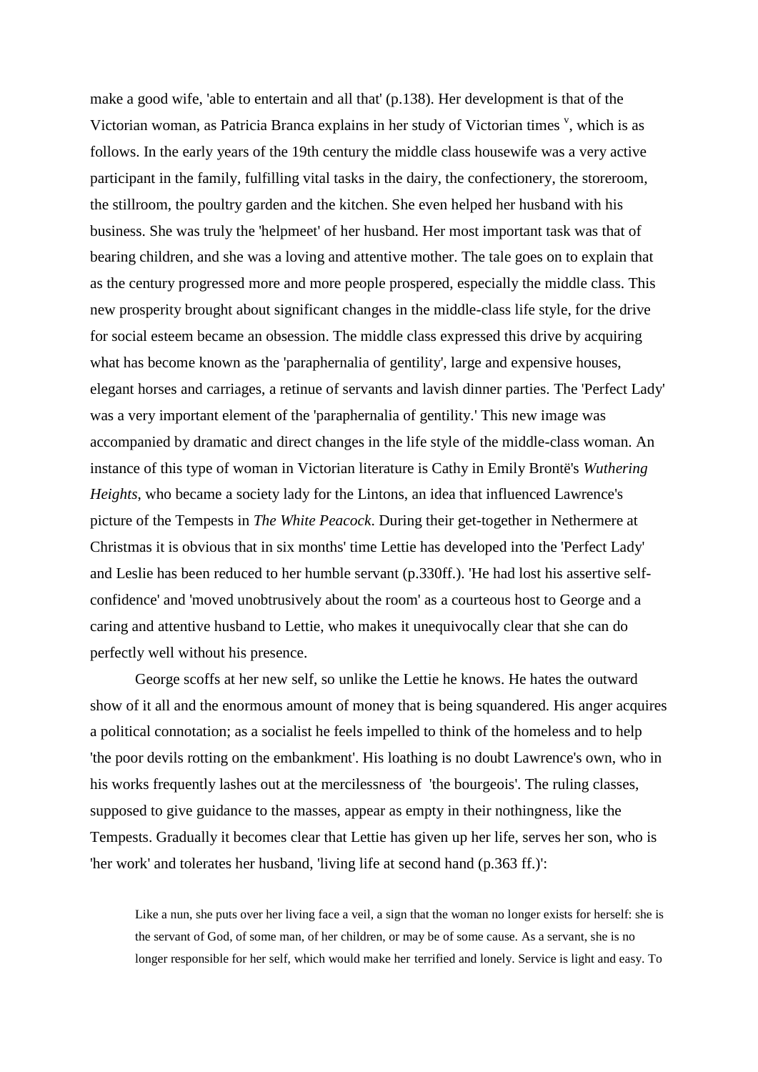make a good wife, 'able to entertain and all that' (p.138). Her development is that of the Victorian woman, as Patricia Branca explains in her study of Victorian times [v], which is as follows. In the early years of the 19th century the middle class housewife was a very active participant in the family, fulfilling vital tasks in the dairy, the confectionery, the storeroom, the stillroom, the poultry garden and the kitchen. She even helped her husband with his business. She was truly the 'helpmeet' of her husband. Her most important task was that of bearing children, and she was a loving and attentive mother. The tale goes on to explain that as the century progressed more and more people prospered, especially the middle class. This new prosperity brought about significant changes in the middle-class life style, for the drive for social esteem became an obsession. The middle class expressed this drive by acquiring what has become known as the 'paraphernalia of gentility', large and expensive houses, elegant horses and carriages, a retinue of servants and lavish dinner parties. The 'Perfect Lady' was a very important element of the 'paraphernalia of gentility.' This new image was accompanied by dramatic and direct changes in the life style of the middle-class woman. An instance of this type of woman in Victorian literature is Cathy in Emily Brontë's *Wuthering Heights*, who became a society lady for the Lintons, an idea that influenced Lawrence's picture of the Tempests in *The White Peacock*. During their get-together in Nethermere at Christmas it is obvious that in six months' time Lettie has developed into the 'Perfect Lady' and Leslie has been reduced to her humble servant (p.330ff.). 'He had lost his assertive self-confidence' and 'moved unobtrusively about the room' as a courteous host to George and a caring and attentive husband to Lettie, who makes it unequivocally clear that she can do perfectly well without his presence.

George scoffs at her new self, so unlike the Lettie he knows. He hates the outward show of it all and the enormous amount of money that is being squandered. His anger acquires a political connotation; as a socialist he feels impelled to think of the homeless and to help 'the poor devils rotting on the embankment'. His loathing is no doubt Lawrence's own, who in his works frequently lashes out at the mercilessness of 'the bourgeois'. The ruling classes, supposed to give guidance to the masses, appear as empty in their nothingness, like the Tempests. Gradually it becomes clear that Lettie has given up her life, serves her son, who is 'her work' and tolerates her husband, 'living life at second hand (p.363 ff.)':

> Like a nun, she puts over her living face a veil, a sign that the woman no longer exists for herself: she is the servant of God, of some man, of her children, or may be of some cause. As a servant, she is no longer responsible for her self, which would make her terrified and lonely. Service is light and easy. To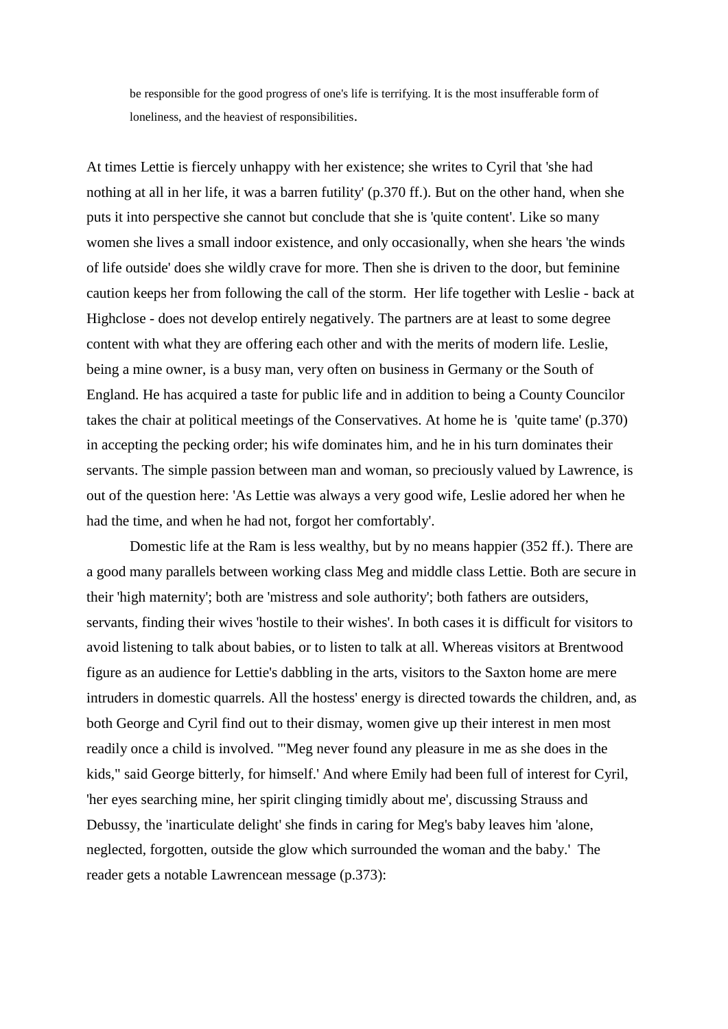> be responsible for the good progress of one's life is terrifying. It is the most insufferable form of loneliness, and the heaviest of responsibilities.

At times Lettie is fiercely unhappy with her existence; she writes to Cyril that 'she had nothing at all in her life, it was a barren futility' (p.370 ff.). But on the other hand, when she puts it into perspective she cannot but conclude that she is 'quite content'. Like so many women she lives a small indoor existence, and only occasionally, when she hears 'the winds of life outside' does she wildly crave for more. Then she is driven to the door, but feminine caution keeps her from following the call of the storm. Her life together with Leslie - back at Highclose - does not develop entirely negatively. The partners are at least to some degree content with what they are offering each other and with the merits of modern life. Leslie, being a mine owner, is a busy man, very often on business in Germany or the South of England. He has acquired a taste for public life and in addition to being a County Councilor takes the chair at political meetings of the Conservatives. At home he is 'quite tame' (p.370) in accepting the pecking order; his wife dominates him, and he in his turn dominates their servants. The simple passion between man and woman, so preciously valued by Lawrence, is out of the question here: 'As Lettie was always a very good wife, Leslie adored her when he had the time, and when he had not, forgot her comfortably'.

Domestic life at the Ram is less wealthy, but by no means happier (352 ff.). There are a good many parallels between working class Meg and middle class Lettie. Both are secure in their 'high maternity'; both are 'mistress and sole authority'; both fathers are outsiders, servants, finding their wives 'hostile to their wishes'. In both cases it is difficult for visitors to avoid listening to talk about babies, or to listen to talk at all. Whereas visitors at Brentwood figure as an audience for Lettie's dabbling in the arts, visitors to the Saxton home are mere intruders in domestic quarrels. All the hostess' energy is directed towards the children, and, as both George and Cyril find out to their dismay, women give up their interest in men most readily once a child is involved. '"Meg never found any pleasure in me as she does in the kids," said George bitterly, for himself.' And where Emily had been full of interest for Cyril, 'her eyes searching mine, her spirit clinging timidly about me', discussing Strauss and Debussy, the 'inarticulate delight' she finds in caring for Meg's baby leaves him 'alone, neglected, forgotten, outside the glow which surrounded the woman and the baby.' The reader gets a notable Lawrencean message (p.373):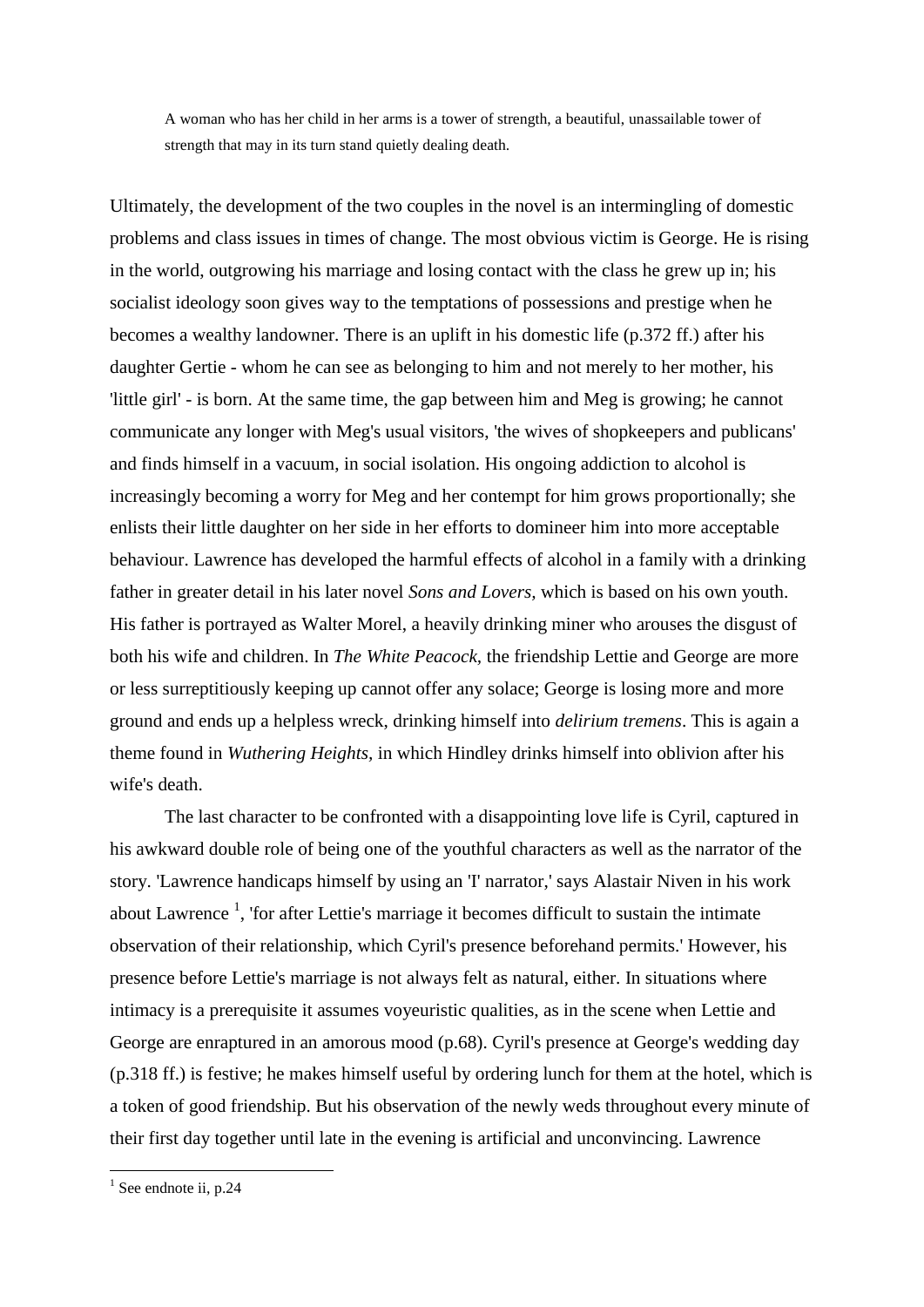> A woman who has her child in her arms is a tower of strength, a beautiful, unassailable tower of strength that may in its turn stand quietly dealing death.

Ultimately, the development of the two couples in the novel is an intermingling of domestic problems and class issues in times of change. The most obvious victim is George. He is rising in the world, outgrowing his marriage and losing contact with the class he grew up in; his socialist ideology soon gives way to the temptations of possessions and prestige when he becomes a wealthy landowner. There is an uplift in his domestic life (p.372 ff.) after his daughter Gertie - whom he can see as belonging to him and not merely to her mother, his 'little girl' - is born. At the same time, the gap between him and Meg is growing; he cannot communicate any longer with Meg's usual visitors, 'the wives of shopkeepers and publicans' and finds himself in a vacuum, in social isolation. His ongoing addiction to alcohol is increasingly becoming a worry for Meg and her contempt for him grows proportionally; she enlists their little daughter on her side in her efforts to domineer him into more acceptable behaviour. Lawrence has developed the harmful effects of alcohol in a family with a drinking father in greater detail in his later novel *Sons and Lovers,* which is based on his own youth. His father is portrayed as Walter Morel, a heavily drinking miner who arouses the disgust of both his wife and children. In *The White Peacock,* the friendship Lettie and George are more or less surreptitiously keeping up cannot offer any solace; George is losing more and more ground and ends up a helpless wreck, drinking himself into *delirium tremens*. This is again a theme found in *Wuthering Heights,* in which Hindley drinks himself into oblivion after his wife's death.

The last character to be confronted with a disappointing love life is Cyril, captured in his awkward double role of being one of the youthful characters as well as the narrator of the story. 'Lawrence handicaps himself by using an 'I' narrator,' says Alastair Niven in his work about Lawrence [1], 'for after Lettie's marriage it becomes difficult to sustain the intimate observation of their relationship, which Cyril's presence beforehand permits.' However, his presence before Lettie's marriage is not always felt as natural, either. In situations where intimacy is a prerequisite it assumes voyeuristic qualities, as in the scene when Lettie and George are enraptured in an amorous mood (p.68). Cyril's presence at George's wedding day (p.318 ff.) is festive; he makes himself useful by ordering lunch for them at the hotel, which is a token of good friendship. But his observation of the newly weds throughout every minute of their first day together until late in the evening is artificial and unconvincing. Lawrence

---

[1] See endnote ii, p.24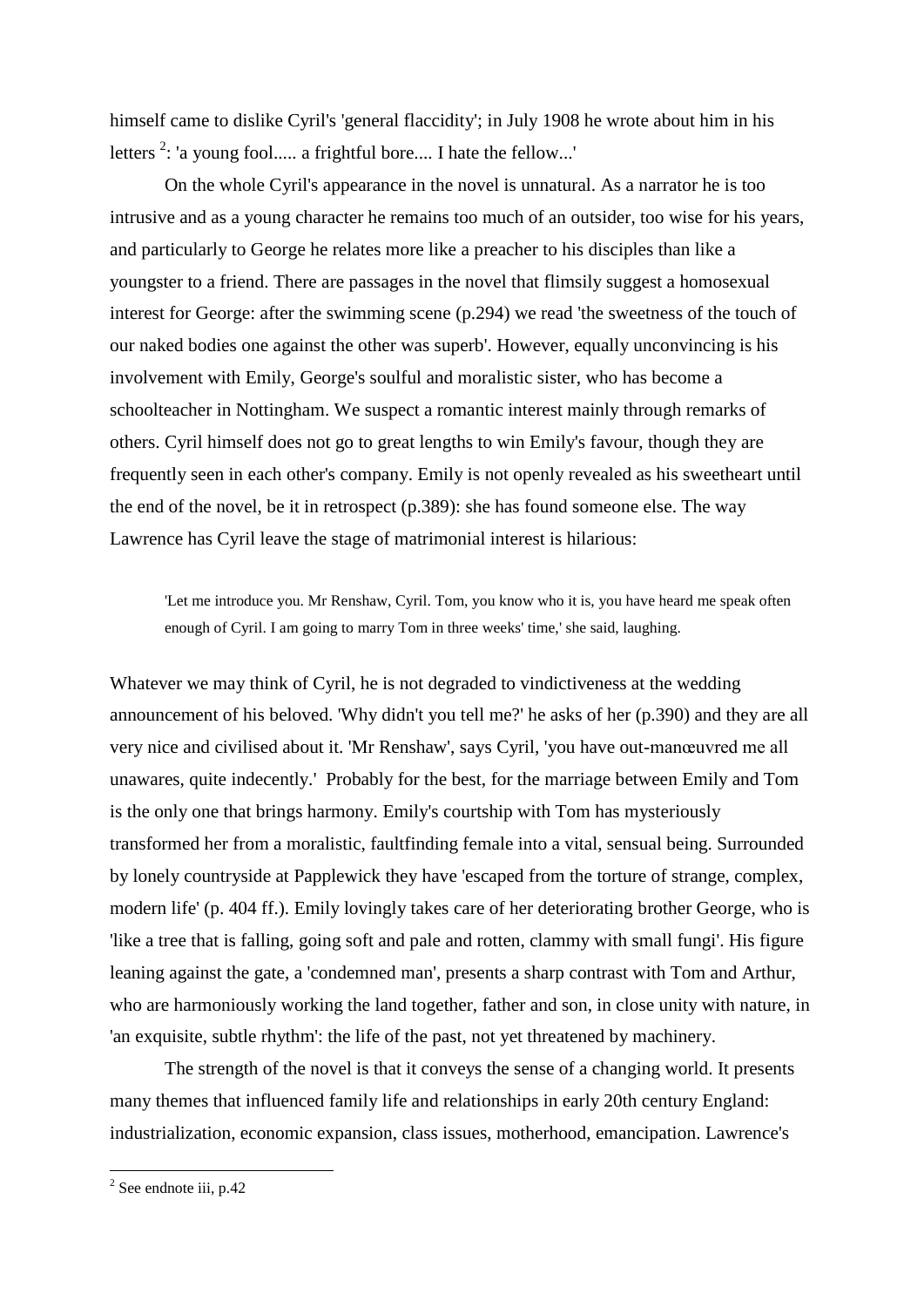himself came to dislike Cyril's 'general flaccidity'; in July 1908 he wrote about him in his letters [2]: 'a young fool..... a frightful bore.... I hate the fellow...'

On the whole Cyril's appearance in the novel is unnatural. As a narrator he is too intrusive and as a young character he remains too much of an outsider, too wise for his years, and particularly to George he relates more like a preacher to his disciples than like a youngster to a friend. There are passages in the novel that flimsily suggest a homosexual interest for George: after the swimming scene (p.294) we read 'the sweetness of the touch of our naked bodies one against the other was superb'. However, equally unconvincing is his involvement with Emily, George's soulful and moralistic sister, who has become a schoolteacher in Nottingham. We suspect a romantic interest mainly through remarks of others. Cyril himself does not go to great lengths to win Emily's favour, though they are frequently seen in each other's company. Emily is not openly revealed as his sweetheart until the end of the novel, be it in retrospect (p.389): she has found someone else. The way Lawrence has Cyril leave the stage of matrimonial interest is hilarious:

> 'Let me introduce you. Mr Renshaw, Cyril. Tom, you know who it is, you have heard me speak often enough of Cyril. I am going to marry Tom in three weeks' time,' she said, laughing.

Whatever we may think of Cyril, he is not degraded to vindictiveness at the wedding announcement of his beloved. 'Why didn't you tell me?' he asks of her (p.390) and they are all very nice and civilised about it. 'Mr Renshaw', says Cyril, 'you have out-manœuvred me all unawares, quite indecently.' Probably for the best, for the marriage between Emily and Tom is the only one that brings harmony. Emily's courtship with Tom has mysteriously transformed her from a moralistic, faultfinding female into a vital, sensual being. Surrounded by lonely countryside at Papplewick they have 'escaped from the torture of strange, complex, modern life' (p. 404 ff.). Emily lovingly takes care of her deteriorating brother George, who is 'like a tree that is falling, going soft and pale and rotten, clammy with small fungi'. His figure leaning against the gate, a 'condemned man', presents a sharp contrast with Tom and Arthur, who are harmoniously working the land together, father and son, in close unity with nature, in 'an exquisite, subtle rhythm': the life of the past, not yet threatened by machinery.

The strength of the novel is that it conveys the sense of a changing world. It presents many themes that influenced family life and relationships in early 20th century England: industrialization, economic expansion, class issues, motherhood, emancipation. Lawrence's

[2] See endnote iii, p.42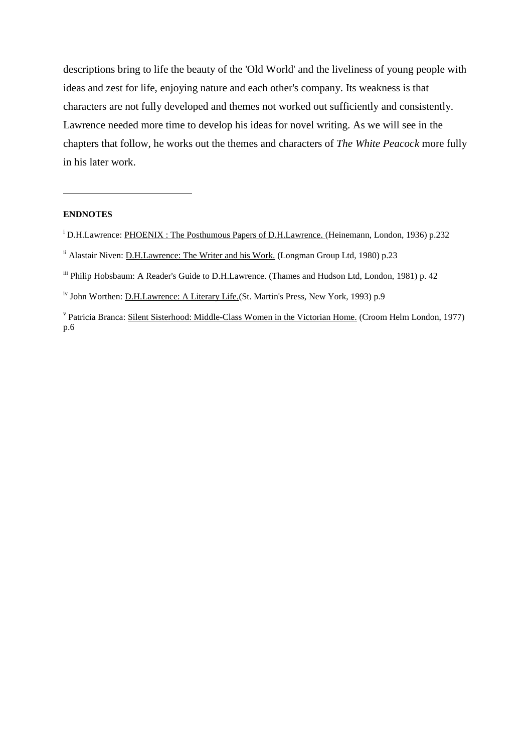descriptions bring to life the beauty of the 'Old World' and the liveliness of young people with ideas and zest for life, enjoying nature and each other's company. Its weakness is that characters are not fully developed and themes not worked out sufficiently and consistently. Lawrence needed more time to develop his ideas for novel writing. As we will see in the chapters that follow, he works out the themes and characters of *The White Peacock* more fully in his later work.

---

**ENDNOTES**

[i] D.H.Lawrence: PHOENIX : The Posthumous Papers of D.H.Lawrence. (Heinemann, London, 1936) p.232

[ii] Alastair Niven: D.H.Lawrence: The Writer and his Work. (Longman Group Ltd, 1980) p.23

[iii] Philip Hobsbaum: A Reader's Guide to D.H.Lawrence. (Thames and Hudson Ltd, London, 1981) p. 42

[iv] John Worthen: D.H.Lawrence: A Literary Life.(St. Martin's Press, New York, 1993) p.9

[v] Patricia Branca: Silent Sisterhood: Middle-Class Women in the Victorian Home. (Croom Helm London, 1977) p.6